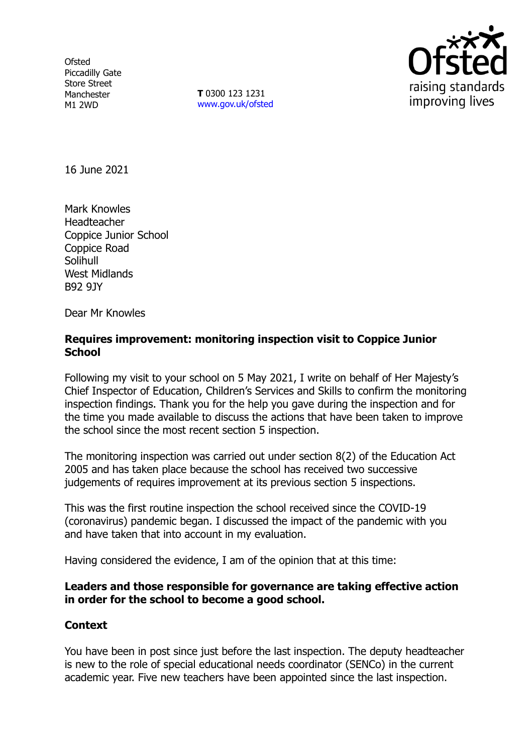Ofsted
Piccadilly Gate
Store Street
Manchester
M1 2WD

**T** 0300 123 1231
www.gov.uk/ofsted

16 June 2021

Mark Knowles
Headteacher
Coppice Junior School
Coppice Road
Solihull
West Midlands
B92 9JY

Dear Mr Knowles

**Requires improvement: monitoring inspection visit to Coppice Junior School**

Following my visit to your school on 5 May 2021, I write on behalf of Her Majesty's Chief Inspector of Education, Children's Services and Skills to confirm the monitoring inspection findings. Thank you for the help you gave during the inspection and for the time you made available to discuss the actions that have been taken to improve the school since the most recent section 5 inspection.

The monitoring inspection was carried out under section 8(2) of the Education Act 2005 and has taken place because the school has received two successive judgements of requires improvement at its previous section 5 inspections.

This was the first routine inspection the school received since the COVID-19 (coronavirus) pandemic began. I discussed the impact of the pandemic with you and have taken that into account in my evaluation.

Having considered the evidence, I am of the opinion that at this time:

**Leaders and those responsible for governance are taking effective action in order for the school to become a good school.**

**Context**

You have been in post since just before the last inspection. The deputy headteacher is new to the role of special educational needs coordinator (SENCo) in the current academic year. Five new teachers have been appointed since the last inspection.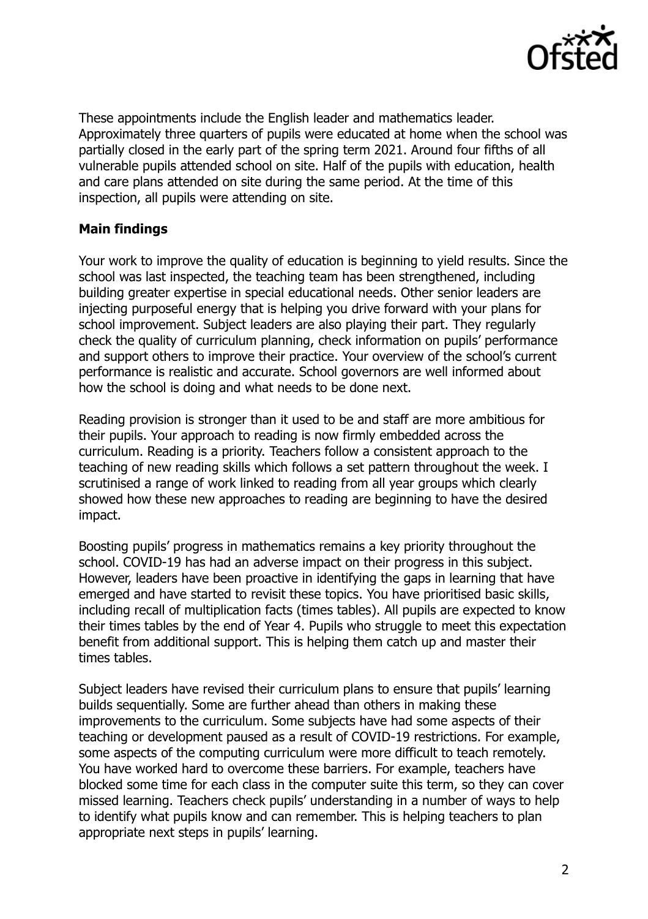These appointments include the English leader and mathematics leader. Approximately three quarters of pupils were educated at home when the school was partially closed in the early part of the spring term 2021. Around four fifths of all vulnerable pupils attended school on site. Half of the pupils with education, health and care plans attended on site during the same period. At the time of this inspection, all pupils were attending on site.

**Main findings**

Your work to improve the quality of education is beginning to yield results. Since the school was last inspected, the teaching team has been strengthened, including building greater expertise in special educational needs. Other senior leaders are injecting purposeful energy that is helping you drive forward with your plans for school improvement. Subject leaders are also playing their part. They regularly check the quality of curriculum planning, check information on pupils' performance and support others to improve their practice. Your overview of the school's current performance is realistic and accurate. School governors are well informed about how the school is doing and what needs to be done next.

Reading provision is stronger than it used to be and staff are more ambitious for their pupils. Your approach to reading is now firmly embedded across the curriculum. Reading is a priority. Teachers follow a consistent approach to the teaching of new reading skills which follows a set pattern throughout the week. I scrutinised a range of work linked to reading from all year groups which clearly showed how these new approaches to reading are beginning to have the desired impact.

Boosting pupils' progress in mathematics remains a key priority throughout the school. COVID-19 has had an adverse impact on their progress in this subject. However, leaders have been proactive in identifying the gaps in learning that have emerged and have started to revisit these topics. You have prioritised basic skills, including recall of multiplication facts (times tables). All pupils are expected to know their times tables by the end of Year 4. Pupils who struggle to meet this expectation benefit from additional support. This is helping them catch up and master their times tables.

Subject leaders have revised their curriculum plans to ensure that pupils' learning builds sequentially. Some are further ahead than others in making these improvements to the curriculum. Some subjects have had some aspects of their teaching or development paused as a result of COVID-19 restrictions. For example, some aspects of the computing curriculum were more difficult to teach remotely. You have worked hard to overcome these barriers. For example, teachers have blocked some time for each class in the computer suite this term, so they can cover missed learning. Teachers check pupils' understanding in a number of ways to help to identify what pupils know and can remember. This is helping teachers to plan appropriate next steps in pupils' learning.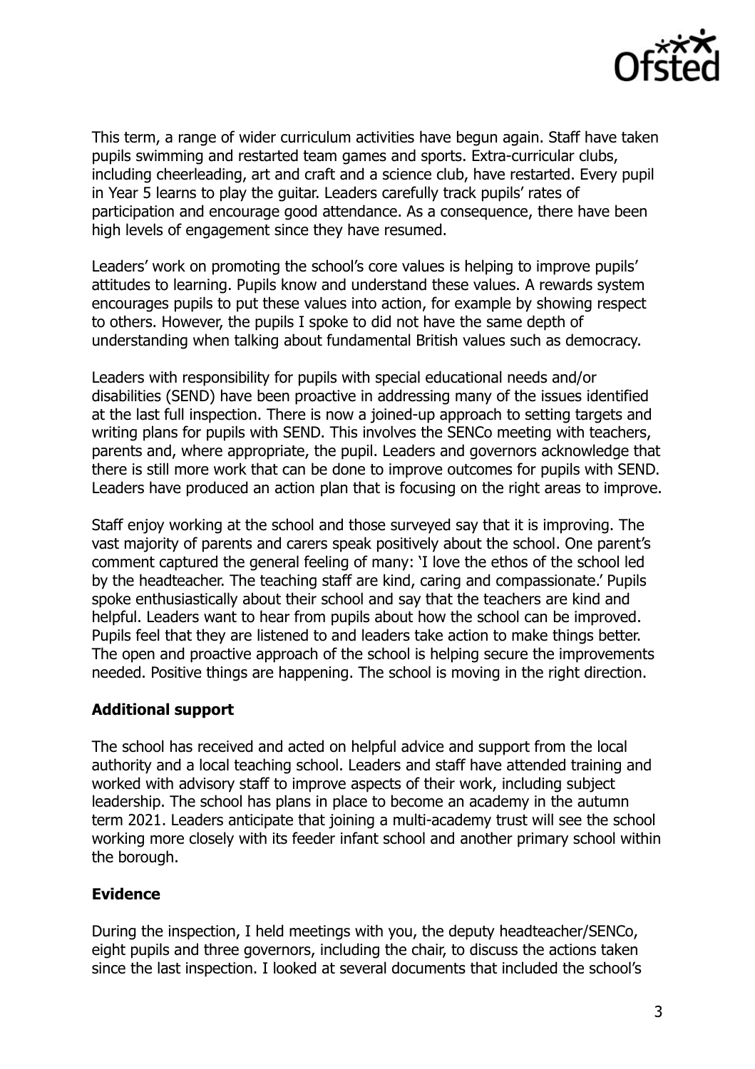This term, a range of wider curriculum activities have begun again. Staff have taken pupils swimming and restarted team games and sports. Extra-curricular clubs, including cheerleading, art and craft and a science club, have restarted. Every pupil in Year 5 learns to play the guitar. Leaders carefully track pupils' rates of participation and encourage good attendance. As a consequence, there have been high levels of engagement since they have resumed.

Leaders' work on promoting the school's core values is helping to improve pupils' attitudes to learning. Pupils know and understand these values. A rewards system encourages pupils to put these values into action, for example by showing respect to others. However, the pupils I spoke to did not have the same depth of understanding when talking about fundamental British values such as democracy.

Leaders with responsibility for pupils with special educational needs and/or disabilities (SEND) have been proactive in addressing many of the issues identified at the last full inspection. There is now a joined-up approach to setting targets and writing plans for pupils with SEND. This involves the SENCo meeting with teachers, parents and, where appropriate, the pupil. Leaders and governors acknowledge that there is still more work that can be done to improve outcomes for pupils with SEND. Leaders have produced an action plan that is focusing on the right areas to improve.

Staff enjoy working at the school and those surveyed say that it is improving. The vast majority of parents and carers speak positively about the school. One parent's comment captured the general feeling of many: 'I love the ethos of the school led by the headteacher. The teaching staff are kind, caring and compassionate.' Pupils spoke enthusiastically about their school and say that the teachers are kind and helpful. Leaders want to hear from pupils about how the school can be improved. Pupils feel that they are listened to and leaders take action to make things better. The open and proactive approach of the school is helping secure the improvements needed. Positive things are happening. The school is moving in the right direction.

## Additional support

The school has received and acted on helpful advice and support from the local authority and a local teaching school. Leaders and staff have attended training and worked with advisory staff to improve aspects of their work, including subject leadership. The school has plans in place to become an academy in the autumn term 2021. Leaders anticipate that joining a multi-academy trust will see the school working more closely with its feeder infant school and another primary school within the borough.

## Evidence

During the inspection, I held meetings with you, the deputy headteacher/SENCo, eight pupils and three governors, including the chair, to discuss the actions taken since the last inspection. I looked at several documents that included the school's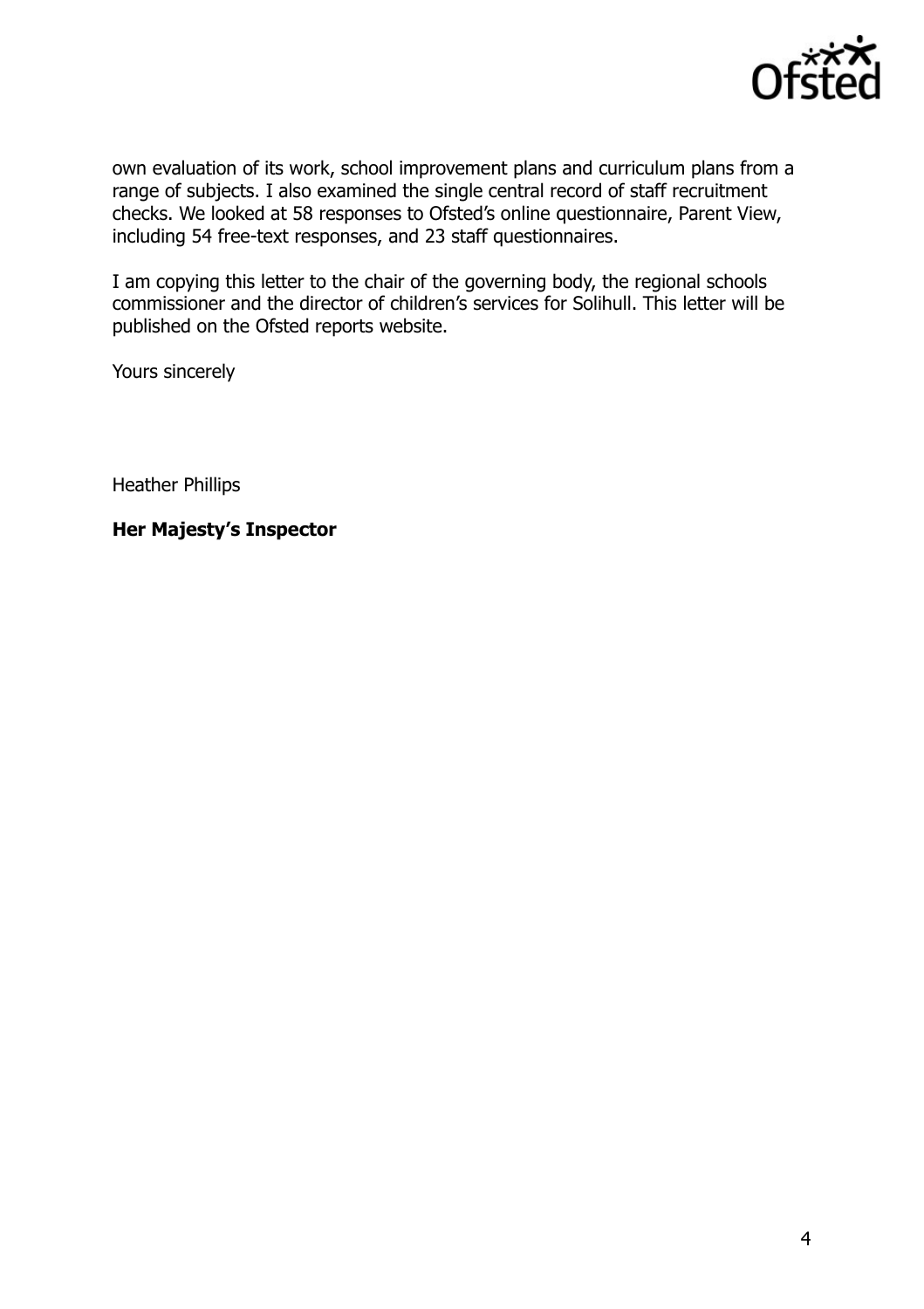own evaluation of its work, school improvement plans and curriculum plans from a range of subjects. I also examined the single central record of staff recruitment checks. We looked at 58 responses to Ofsted's online questionnaire, Parent View, including 54 free-text responses, and 23 staff questionnaires.

I am copying this letter to the chair of the governing body, the regional schools commissioner and the director of children's services for Solihull. This letter will be published on the Ofsted reports website.

Yours sincerely

Heather Phillips

**Her Majesty's Inspector**